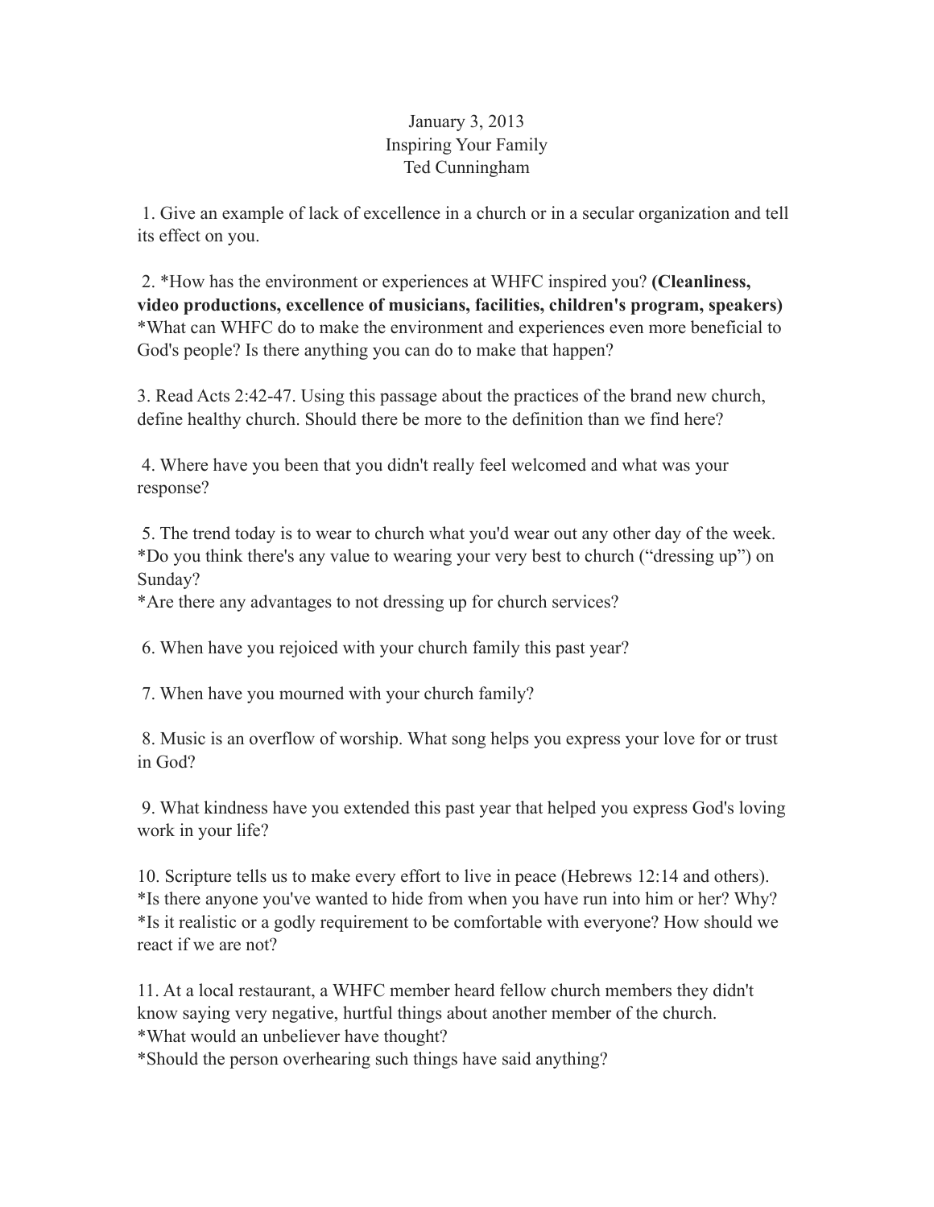January 3, 2013
Inspiring Your Family
Ted Cunningham

1. Give an example of lack of excellence in a church or in a secular organization and tell its effect on you.

2. *How has the environment or experiences at WHFC inspired you? **(Cleanliness, video productions, excellence of musicians, facilities, children's program, speakers)**
*What can WHFC do to make the environment and experiences even more beneficial to God's people? Is there anything you can do to make that happen?

3. Read Acts 2:42-47. Using this passage about the practices of the brand new church, define healthy church. Should there be more to the definition than we find here?

4. Where have you been that you didn't really feel welcomed and what was your response?

5. The trend today is to wear to church what you'd wear out any other day of the week.
*Do you think there's any value to wearing your very best to church ("dressing up") on Sunday?
*Are there any advantages to not dressing up for church services?

6. When have you rejoiced with your church family this past year?

7. When have you mourned with your church family?

8. Music is an overflow of worship. What song helps you express your love for or trust in God?

9. What kindness have you extended this past year that helped you express God's loving work in your life?

10. Scripture tells us to make every effort to live in peace (Hebrews 12:14 and others).
*Is there anyone you've wanted to hide from when you have run into him or her? Why?
*Is it realistic or a godly requirement to be comfortable with everyone? How should we react if we are not?

11. At a local restaurant, a WHFC member heard fellow church members they didn't know saying very negative, hurtful things about another member of the church.
*What would an unbeliever have thought?
*Should the person overhearing such things have said anything?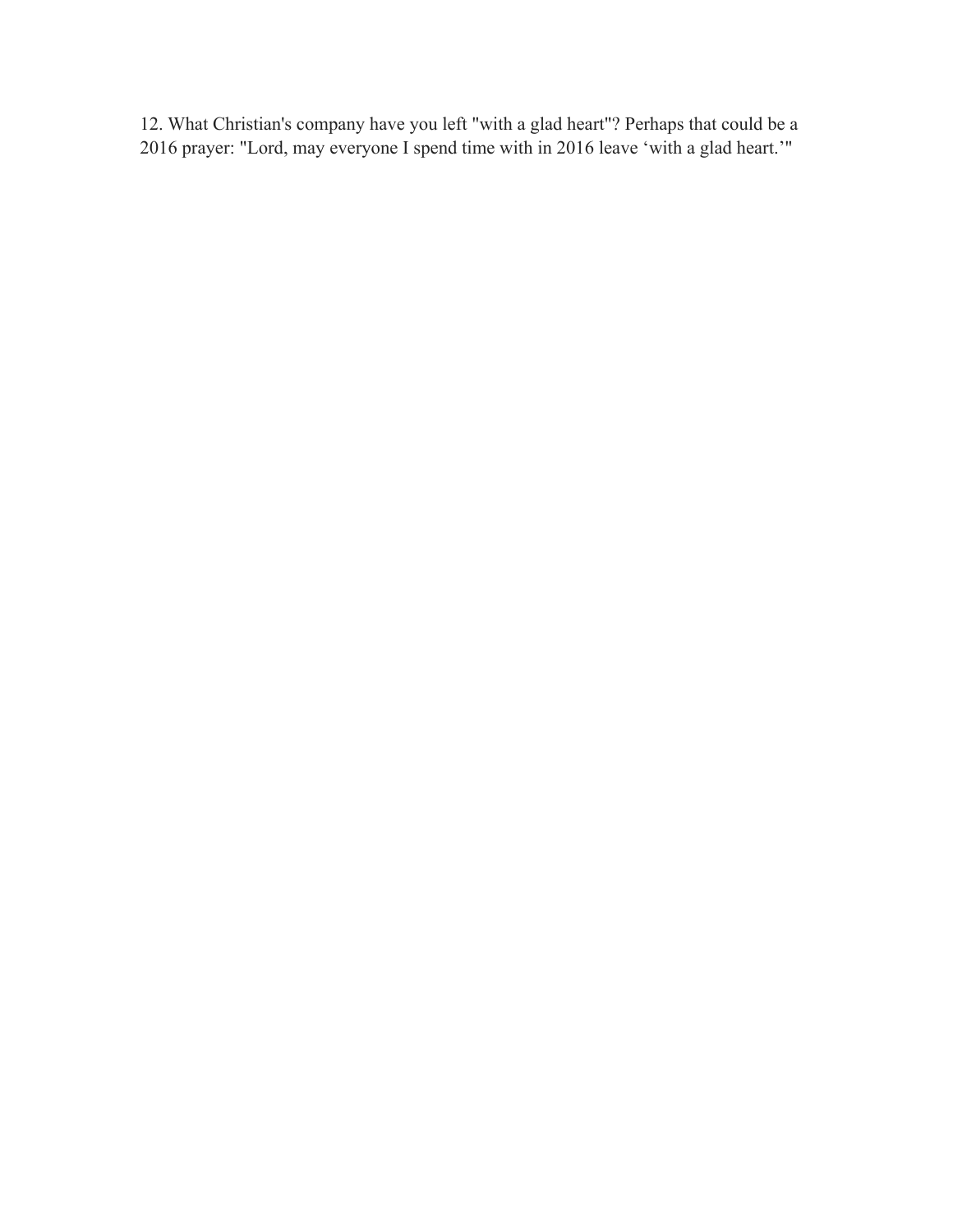12. What Christian's company have you left "with a glad heart"? Perhaps that could be a 2016 prayer: "Lord, may everyone I spend time with in 2016 leave 'with a glad heart.'"